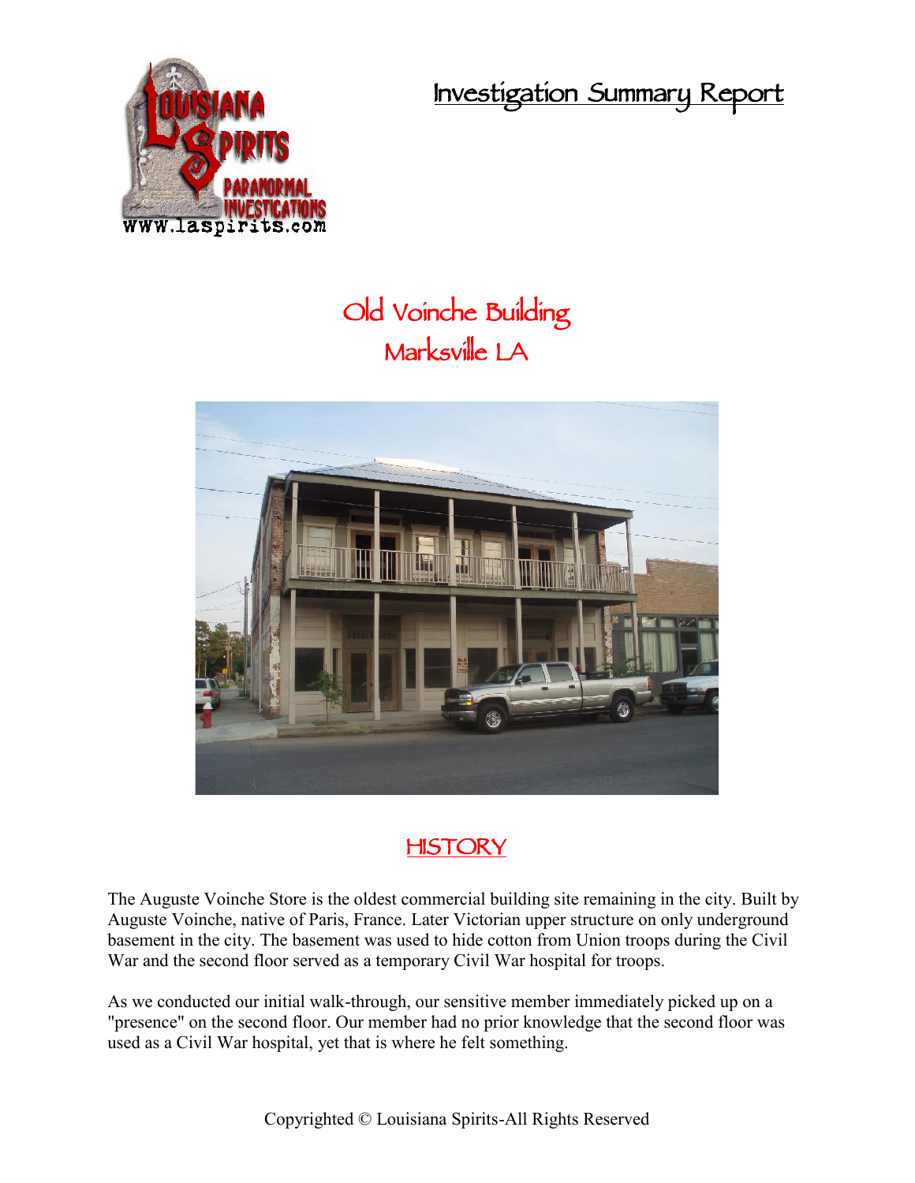# Investigation Summary Report

## Old Voinche Building
## Marksville LA

## HISTORY

The Auguste Voinche Store is the oldest commercial building site remaining in the city. Built by Auguste Voinche, native of Paris, France. Later Victorian upper structure on only underground basement in the city. The basement was used to hide cotton from Union troops during the Civil War and the second floor served as a temporary Civil War hospital for troops.

As we conducted our initial walk-through, our sensitive member immediately picked up on a "presence" on the second floor. Our member had no prior knowledge that the second floor was used as a Civil War hospital, yet that is where he felt something.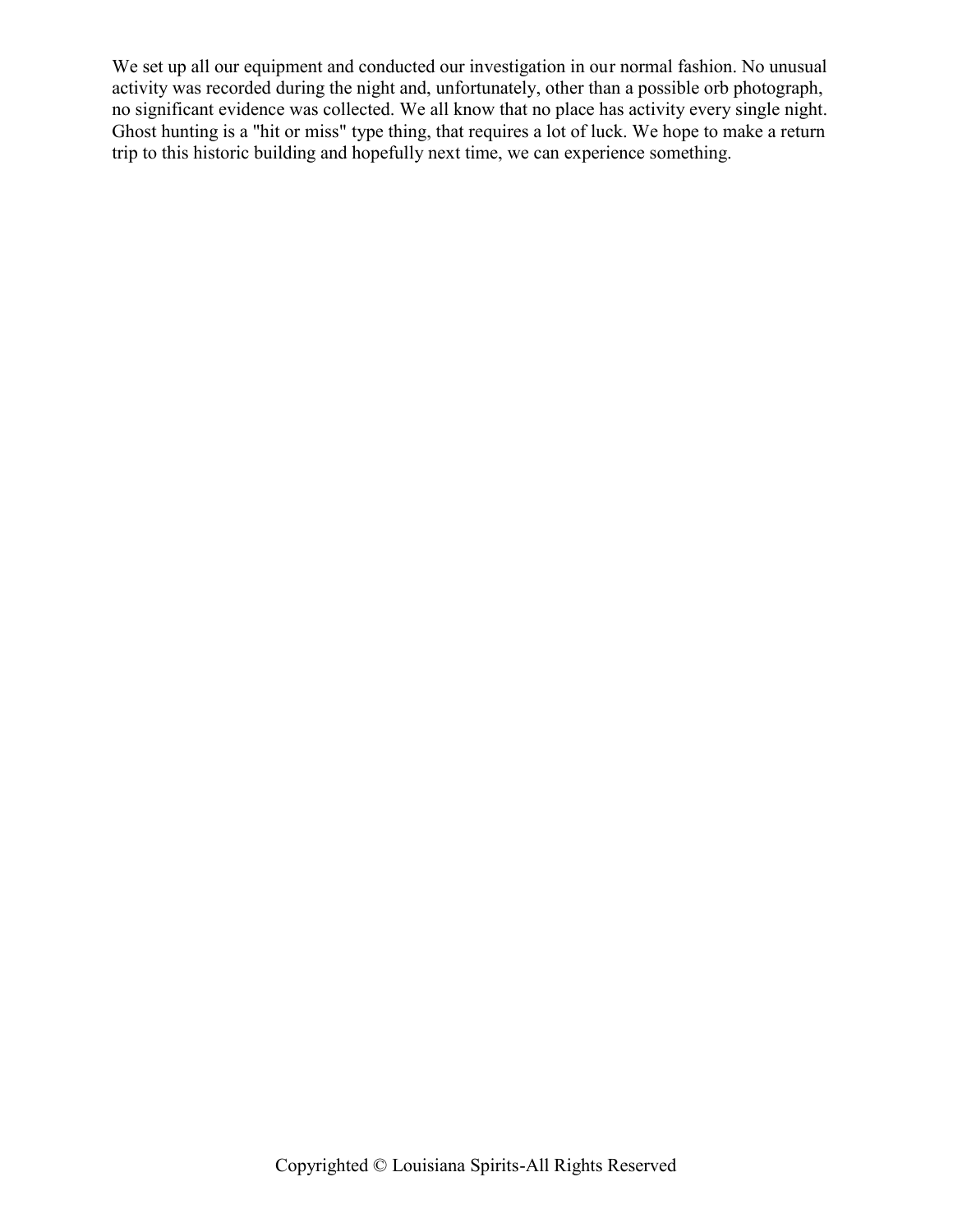We set up all our equipment and conducted our investigation in our normal fashion. No unusual activity was recorded during the night and, unfortunately, other than a possible orb photograph, no significant evidence was collected. We all know that no place has activity every single night. Ghost hunting is a "hit or miss" type thing, that requires a lot of luck. We hope to make a return trip to this historic building and hopefully next time, we can experience something.